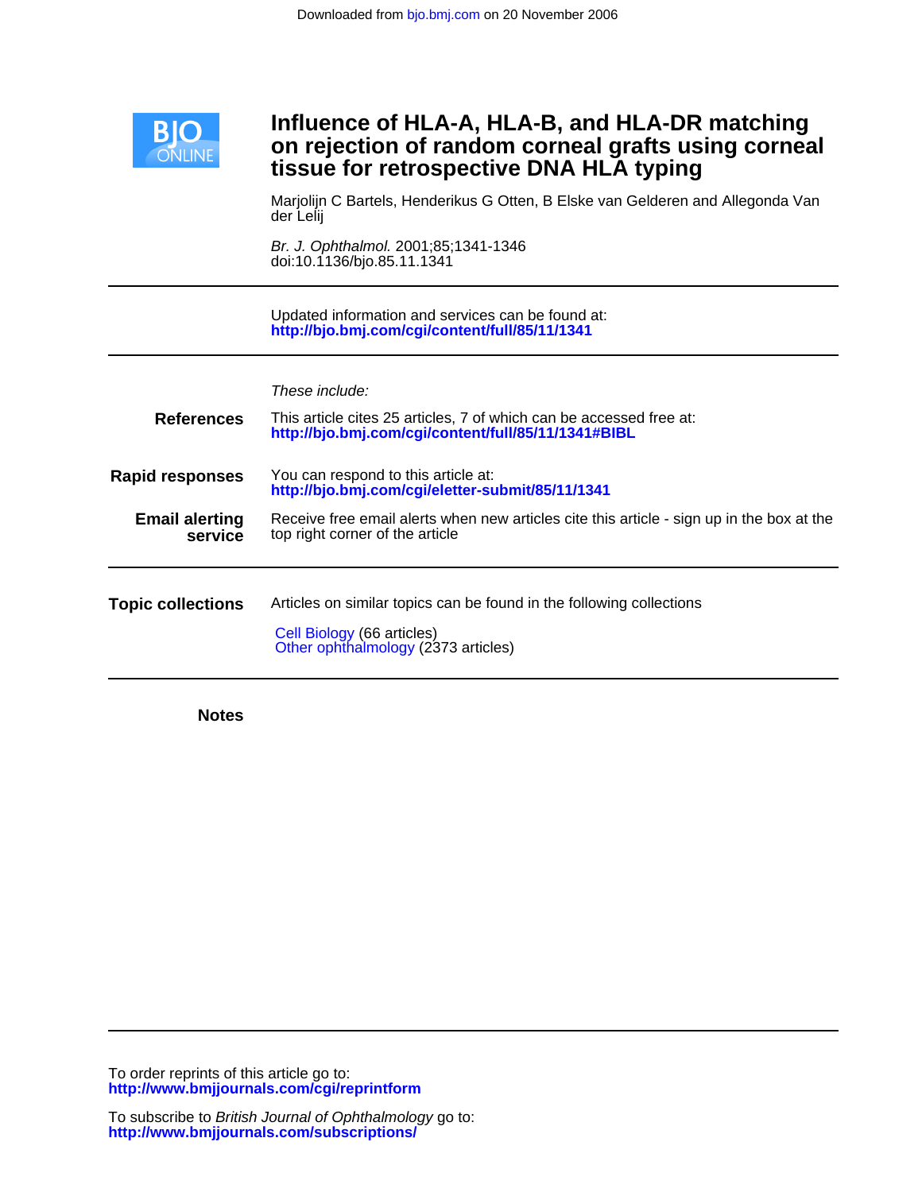Downloaded from bjo.bmj.com on 20 November 2006

# Influence of HLA-A, HLA-B, and HLA-DR matching on rejection of random corneal grafts using corneal tissue for retrospective DNA HLA typing

Marjolijn C Bartels, Henderikus G Otten, B Elske van Gelderen and Allegonda Van der Lelij

*Br. J. Ophthalmol.* 2001;85;1341-1346
doi:10.1136/bjo.85.11.1341

---

Updated information and services can be found at:
**http://bjo.bmj.com/cgi/content/full/85/11/1341**

---

*These include:*

**References** This article cites 25 articles, 7 of which can be accessed free at:
**http://bjo.bmj.com/cgi/content/full/85/11/1341#BIBL**

**Rapid responses** You can respond to this article at:
**http://bjo.bmj.com/cgi/eletter-submit/85/11/1341**

**Email alerting service** Receive free email alerts when new articles cite this article - sign up in the box at the top right corner of the article

---

**Topic collections** Articles on similar topics can be found in the following collections

Cell Biology (66 articles)
Other ophthalmology (2373 articles)

---

**Notes**

---

To order reprints of this article go to:
**http://www.bmjjournals.com/cgi/reprintform**

To subscribe to *British Journal of Ophthalmology* go to:
**http://www.bmjjournals.com/subscriptions/**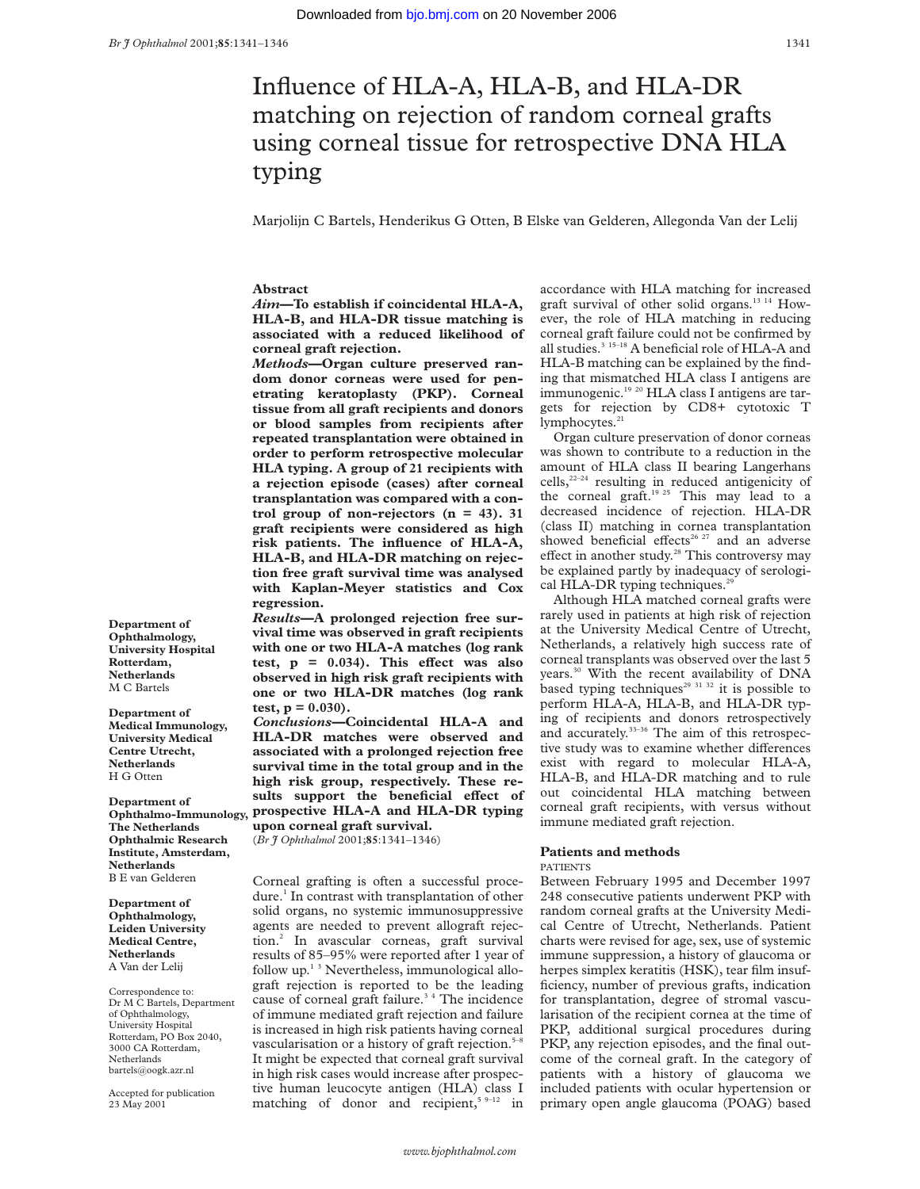# Influence of HLA-A, HLA-B, and HLA-DR matching on rejection of random corneal grafts using corneal tissue for retrospective DNA HLA typing

Marjolijn C Bartels, Henderikus G Otten, B Elske van Gelderen, Allegonda Van der Lelij

## Abstract

***Aim*—To establish if coincidental HLA-A, HLA-B, and HLA-DR tissue matching is associated with a reduced likelihood of corneal graft rejection.**

***Methods*—Organ culture preserved random donor corneas were used for penetrating keratoplasty (PKP). Corneal tissue from all graft recipients and donors or blood samples from recipients after repeated transplantation were obtained in order to perform retrospective molecular HLA typing. A group of 21 recipients with a rejection episode (cases) after corneal transplantation was compared with a control group of non-rejectors (n = 43). 31 graft recipients were considered as high risk patients. The influence of HLA-A, HLA-B, and HLA-DR matching on rejection free graft survival time was analysed with Kaplan-Meyer statistics and Cox regression.**

***Results*—A prolonged rejection free survival time was observed in graft recipients with one or two HLA-A matches (log rank test, p = 0.034). This effect was also observed in high risk graft recipients with one or two HLA-DR matches (log rank test, p = 0.030).**

***Conclusions*—Coincidental HLA-A and HLA-DR matches were observed and associated with a prolonged rejection free survival time in the total group and in the high risk group, respectively. These results support the beneficial effect of prospective HLA-A and HLA-DR typing upon corneal graft survival.**

(*Br J Ophthalmol* 2001;**85**:1341–1346)

Department of Ophthalmology, University Hospital Rotterdam, Netherlands
M C Bartels

Department of Medical Immunology, University Medical Centre Utrecht, Netherlands
H G Otten

Department of Ophthalmo-Immunology, The Netherlands Ophthalmic Research Institute, Amsterdam, Netherlands
B E van Gelderen

Department of Ophthalmology, Leiden University Medical Centre, Netherlands
A Van der Lelij

Correspondence to: Dr M C Bartels, Department of Ophthalmology, University Hospital Rotterdam, PO Box 2040, 3000 CA Rotterdam, Netherlands
bartels@oogk.azr.nl

Accepted for publication 23 May 2001

Corneal grafting is often a successful procedure.[1] In contrast with transplantation of other solid organs, no systemic immunosuppressive agents are needed to prevent allograft rejection.[2] In avascular corneas, graft survival results of 85–95% were reported after 1 year of follow up.[1 3] Nevertheless, immunological allograft rejection is reported to be the leading cause of corneal graft failure.[3 4] The incidence of immune mediated graft rejection and failure is increased in high risk patients having corneal vascularisation or a history of graft rejection.[5–8] It might be expected that corneal graft survival in high risk cases would increase after prospective human leucocyte antigen (HLA) class I matching of donor and recipient,[5 9–12] in accordance with HLA matching for increased graft survival of other solid organs.[13 14] However, the role of HLA matching in reducing corneal graft failure could not be confirmed by all studies.[3 15–18] A beneficial role of HLA-A and HLA-B matching can be explained by the finding that mismatched HLA class I antigens are immunogenic.[19 20] HLA class I antigens are targets for rejection by CD8+ cytotoxic T lymphocytes.[21]

Organ culture preservation of donor corneas was shown to contribute to a reduction in the amount of HLA class II bearing Langerhans cells,[22–24] resulting in reduced antigenicity of the corneal graft.[19 25] This may lead to a decreased incidence of rejection. HLA-DR (class II) matching in cornea transplantation showed beneficial effects[26 27] and an adverse effect in another study.[28] This controversy may be explained partly by inadequacy of serological HLA-DR typing techniques.[29]

Although HLA matched corneal grafts were rarely used in patients at high risk of rejection at the University Medical Centre of Utrecht, Netherlands, a relatively high success rate of corneal transplants was observed over the last 5 years.[30] With the recent availability of DNA based typing techniques[29 31 32] it is possible to perform HLA-A, HLA-B, and HLA-DR typing of recipients and donors retrospectively and accurately.[33–36] The aim of this retrospective study was to examine whether differences exist with regard to molecular HLA-A, HLA-B, and HLA-DR matching and to rule out coincidental HLA matching between corneal graft recipients, with versus without immune mediated graft rejection.

## Patients and methods

### PATIENTS

Between February 1995 and December 1997 248 consecutive patients underwent PKP with random corneal grafts at the University Medical Centre of Utrecht, Netherlands. Patient charts were revised for age, sex, use of systemic immune suppression, a history of glaucoma or herpes simplex keratitis (HSK), tear film insufficiency, number of previous grafts, indication for transplantation, degree of stromal vascularisation of the recipient cornea at the time of PKP, additional surgical procedures during PKP, any rejection episodes, and the final outcome of the corneal graft. In the category of patients with a history of glaucoma we included patients with ocular hypertension or primary open angle glaucoma (POAG) based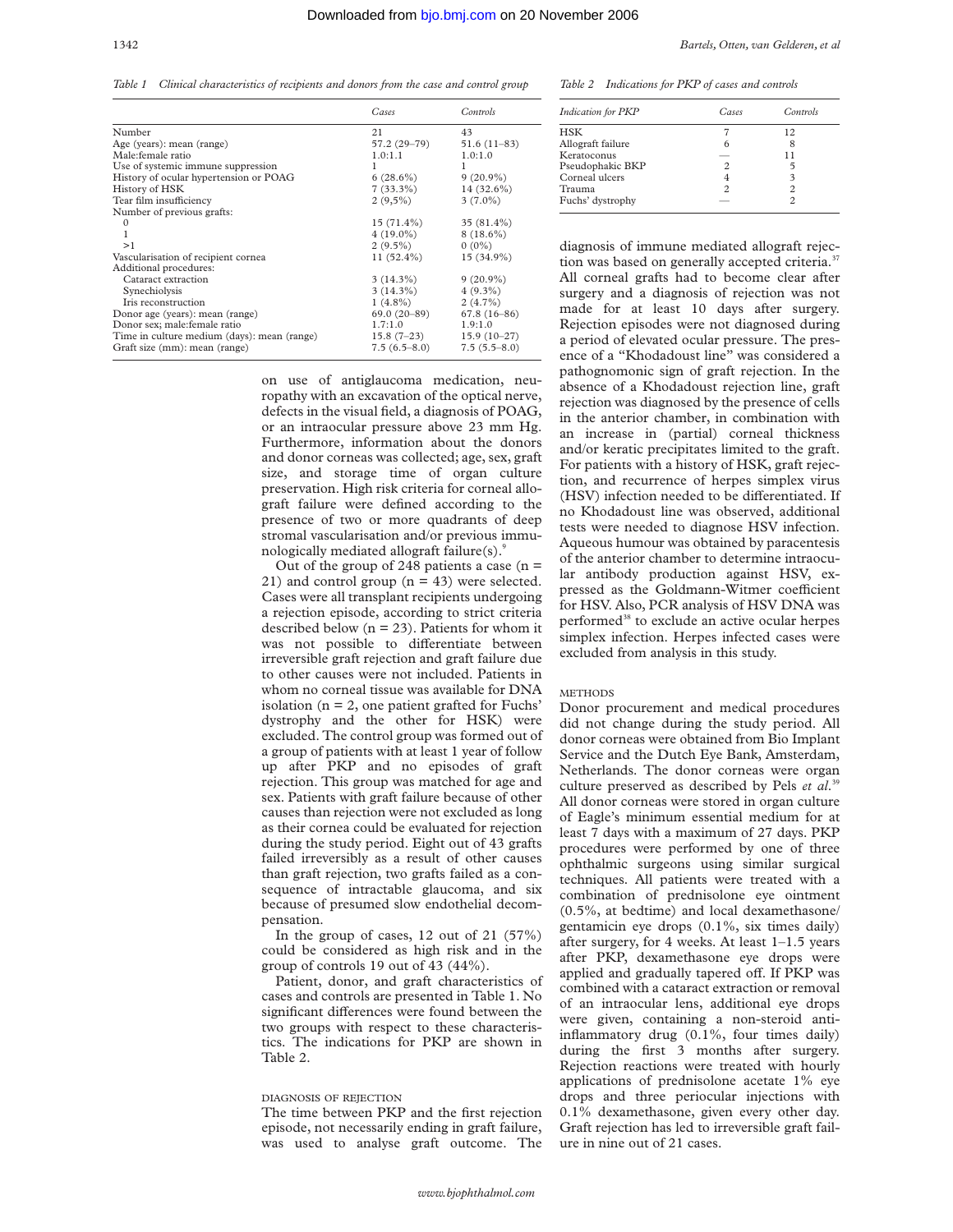*Table 1 Clinical characteristics of recipients and donors from the case and control group*

| | Cases | Controls |
|---|---|---|
| Number | 21 | 43 |
| Age (years): mean (range) | 57.2 (29–79) | 51.6 (11–83) |
| Male:female ratio | 1.0:1.1 | 1.0:1.0 |
| Use of systemic immune suppression | 1 | 1 |
| History of ocular hypertension or POAG | 6 (28.6%) | 9 (20.9%) |
| History of HSK | 7 (33.3%) | 14 (32.6%) |
| Tear film insufficiency | 2 (9,5%) | 3 (7.0%) |
| Number of previous grafts: | | |
| 0 | 15 (71.4%) | 35 (81.4%) |
| 1 | 4 (19.0%) | 8 (18.6%) |
| >1 | 2 (9.5%) | 0 (0%) |
| Vascularisation of recipient cornea | 11 (52.4%) | 15 (34.9%) |
| Additional procedures: | | |
| Cataract extraction | 3 (14.3%) | 9 (20.9%) |
| Synechiolysis | 3 (14.3%) | 4 (9.3%) |
| Iris reconstruction | 1 (4.8%) | 2 (4.7%) |
| Donor age (years): mean (range) | 69.0 (20–89) | 67.8 (16–86) |
| Donor sex; male:female ratio | 1.7:1.0 | 1.9:1.0 |
| Time in culture medium (days): mean (range) | 15.8 (7–23) | 15.9 (10–27) |
| Graft size (mm): mean (range) | 7.5 (6.5–8.0) | 7.5 (5.5–8.0) |

on use of antiglaucoma medication, neuropathy with an excavation of the optical nerve, defects in the visual field, a diagnosis of POAG, or an intraocular pressure above 23 mm Hg. Furthermore, information about the donors and donor corneas was collected; age, sex, graft size, and storage time of organ culture preservation. High risk criteria for corneal allograft failure were defined according to the presence of two or more quadrants of deep stromal vascularisation and/or previous immunologically mediated allograft failure(s).[9]

Out of the group of 248 patients a case (n = 21) and control group (n = 43) were selected. Cases were all transplant recipients undergoing a rejection episode, according to strict criteria described below (n = 23). Patients for whom it was not possible to differentiate between irreversible graft rejection and graft failure due to other causes were not included. Patients in whom no corneal tissue was available for DNA isolation (n = 2, one patient grafted for Fuchs' dystrophy and the other for HSK) were excluded. The control group was formed out of a group of patients with at least 1 year of follow up after PKP and no episodes of graft rejection. This group was matched for age and sex. Patients with graft failure because of other causes than rejection were not excluded as long as their cornea could be evaluated for rejection during the study period. Eight out of 43 grafts failed irreversibly as a result of other causes than graft rejection, two grafts failed as a consequence of intractable glaucoma, and six because of presumed slow endothelial decompensation.

In the group of cases, 12 out of 21 (57%) could be considered as high risk and in the group of controls 19 out of 43 (44%).

Patient, donor, and graft characteristics of cases and controls are presented in Table 1. No significant differences were found between the two groups with respect to these characteristics. The indications for PKP are shown in Table 2.

*Table 2 Indications for PKP of cases and controls*

| Indication for PKP | Cases | Controls |
|---|---|---|
| HSK | 7 | 12 |
| Allograft failure | 6 | 8 |
| Keratoconus | — | 11 |
| Pseudophakic BKP | 2 | 5 |
| Corneal ulcers | 4 | 3 |
| Trauma | 2 | 2 |
| Fuchs' dystrophy | — | 2 |

## DIAGNOSIS OF REJECTION

The time between PKP and the first rejection episode, not necessarily ending in graft failure, was used to analyse graft outcome. The diagnosis of immune mediated allograft rejection was based on generally accepted criteria.[37] All corneal grafts had to become clear after surgery and a diagnosis of rejection was not made for at least 10 days after surgery. Rejection episodes were not diagnosed during a period of elevated ocular pressure. The presence of a "Khodadoust line" was considered a pathognomonic sign of graft rejection. In the absence of a Khodadoust rejection line, graft rejection was diagnosed by the presence of cells in the anterior chamber, in combination with an increase in (partial) corneal thickness and/or keratic precipitates limited to the graft. For patients with a history of HSK, graft rejection, and recurrence of herpes simplex virus (HSV) infection needed to be differentiated. If no Khodadoust line was observed, additional tests were needed to diagnose HSV infection. Aqueous humour was obtained by paracentesis of the anterior chamber to determine intraocular antibody production against HSV, expressed as the Goldmann-Witmer coefficient for HSV. Also, PCR analysis of HSV DNA was performed[38] to exclude an active ocular herpes simplex infection. Herpes infected cases were excluded from analysis in this study.

## METHODS

Donor procurement and medical procedures did not change during the study period. All donor corneas were obtained from Bio Implant Service and the Dutch Eye Bank, Amsterdam, Netherlands. The donor corneas were organ culture preserved as described by Pels *et al*.[39] All donor corneas were stored in organ culture of Eagle's minimum essential medium for at least 7 days with a maximum of 27 days. PKP procedures were performed by one of three ophthalmic surgeons using similar surgical techniques. All patients were treated with a combination of prednisolone eye ointment (0.5%, at bedtime) and local dexamethasone/gentamicin eye drops (0.1%, six times daily) after surgery, for 4 weeks. At least 1–1.5 years after PKP, dexamethasone eye drops were applied and gradually tapered off. If PKP was combined with a cataract extraction or removal of an intraocular lens, additional eye drops were given, containing a non-steroid anti-inflammatory drug (0.1%, four times daily) during the first 3 months after surgery. Rejection reactions were treated with hourly applications of prednisolone acetate 1% eye drops and three periocular injections with 0.1% dexamethasone, given every other day. Graft rejection has led to irreversible graft failure in nine out of 21 cases.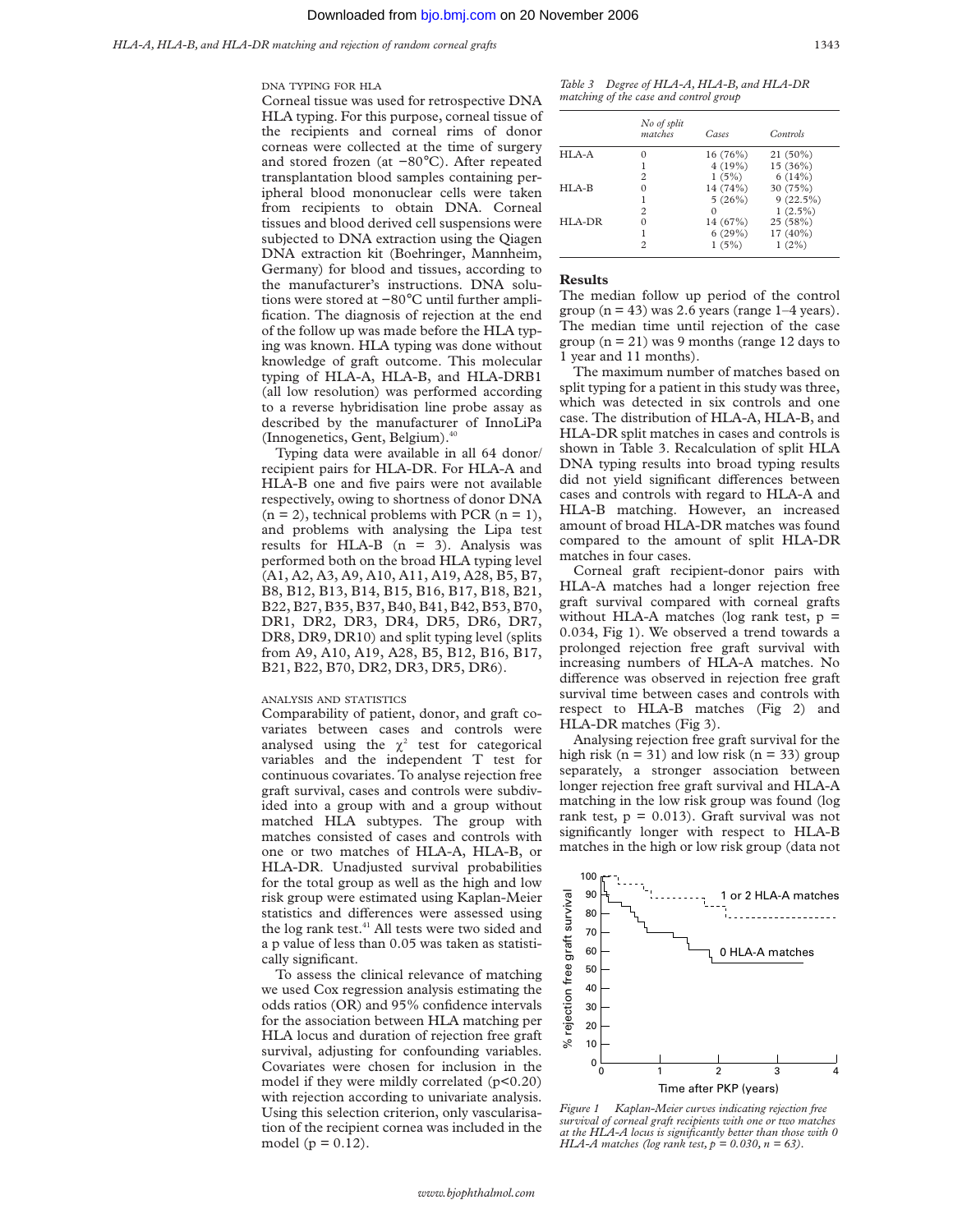### DNA TYPING FOR HLA

Corneal tissue was used for retrospective DNA HLA typing. For this purpose, corneal tissue of the recipients and corneal rims of donor corneas were collected at the time of surgery and stored frozen (at −80°C). After repeated transplantation blood samples containing peripheral blood mononuclear cells were taken from recipients to obtain DNA. Corneal tissues and blood derived cell suspensions were subjected to DNA extraction using the Qiagen DNA extraction kit (Boehringer, Mannheim, Germany) for blood and tissues, according to the manufacturer's instructions. DNA solutions were stored at −80°C until further amplification. The diagnosis of rejection at the end of the follow up was made before the HLA typing was known. HLA typing was done without knowledge of graft outcome. This molecular typing of HLA-A, HLA-B, and HLA-DRB1 (all low resolution) was performed according to a reverse hybridisation line probe assay as described by the manufacturer of InnoLiPa (Innogenetics, Gent, Belgium).[40]

Typing data were available in all 64 donor/recipient pairs for HLA-DR. For HLA-A and HLA-B one and five pairs were not available respectively, owing to shortness of donor DNA (n = 2), technical problems with PCR (n = 1), and problems with analysing the Lipa test results for HLA-B (n = 3). Analysis was performed both on the broad HLA typing level (A1, A2, A3, A9, A10, A11, A19, A28, B5, B7, B8, B12, B13, B14, B15, B16, B17, B18, B21, B22, B27, B35, B37, B40, B41, B42, B53, B70, DR1, DR2, DR3, DR4, DR5, DR6, DR7, DR8, DR9, DR10) and split typing level (splits from A9, A10, A19, A28, B5, B12, B16, B17, B21, B22, B70, DR2, DR3, DR5, DR6).

### ANALYSIS AND STATISTICS

Comparability of patient, donor, and graft covariates between cases and controls were analysed using the $\chi^2$ test for categorical variables and the independent T test for continuous covariates. To analyse rejection free graft survival, cases and controls were subdivided into a group with and a group without matched HLA subtypes. The group with matches consisted of cases and controls with one or two matches of HLA-A, HLA-B, or HLA-DR. Unadjusted survival probabilities for the total group as well as the high and low risk group were estimated using Kaplan-Meier statistics and differences were assessed using the log rank test.[41] All tests were two sided and a p value of less than 0.05 was taken as statistically significant.

To assess the clinical relevance of matching we used Cox regression analysis estimating the odds ratios (OR) and 95% confidence intervals for the association between HLA matching per HLA locus and duration of rejection free graft survival, adjusting for confounding variables. Covariates were chosen for inclusion in the model if they were mildly correlated ($p<0.20$) with rejection according to univariate analysis. Using this selection criterion, only vascularisation of the recipient cornea was included in the model (p = 0.12).

*Table 3 Degree of HLA-A, HLA-B, and HLA-DR matching of the case and control group*

| | No of split matches | Cases | Controls |
|---|---|---|---|
| HLA-A | 0 | 16 (76%) | 21 (50%) |
| | 1 | 4 (19%) | 15 (36%) |
| | 2 | 1 (5%) | 6 (14%) |
| HLA-B | 0 | 14 (74%) | 30 (75%) |
| | 1 | 5 (26%) | 9 (22.5%) |
| | 2 | 0 | 1 (2.5%) |
| HLA-DR | 0 | 14 (67%) | 25 (58%) |
| | 1 | 6 (29%) | 17 (40%) |
| | 2 | 1 (5%) | 1 (2%) |

## Results

The median follow up period of the control group (n = 43) was 2.6 years (range 1–4 years). The median time until rejection of the case group (n = 21) was 9 months (range 12 days to 1 year and 11 months).

The maximum number of matches based on split typing for a patient in this study was three, which was detected in six controls and one case. The distribution of HLA-A, HLA-B, and HLA-DR split matches in cases and controls is shown in Table 3. Recalculation of split HLA DNA typing results into broad typing results did not yield significant differences between cases and controls with regard to HLA-A and HLA-B matching. However, an increased amount of broad HLA-DR matches was found compared to the amount of split HLA-DR matches in four cases.

Corneal graft recipient-donor pairs with HLA-A matches had a longer rejection free graft survival compared with corneal grafts without HLA-A matches (log rank test, p = 0.034, Fig 1). We observed a trend towards a prolonged rejection free graft survival with increasing numbers of HLA-A matches. No difference was observed in rejection free graft survival time between cases and controls with respect to HLA-B matches (Fig 2) and HLA-DR matches (Fig 3).

Analysing rejection free graft survival for the high risk (n = 31) and low risk (n = 33) group separately, a stronger association between longer rejection free graft survival and HLA-A matching in the low risk group was found (log rank test, p = 0.013). Graft survival was not significantly longer with respect to HLA-B matches in the high or low risk group (data not

*Figure 1 Kaplan-Meier curves indicating rejection free survival of corneal graft recipients with one or two matches at the HLA-A locus is significantly better than those with 0 HLA-A matches (log rank test, p = 0.030, n = 63).*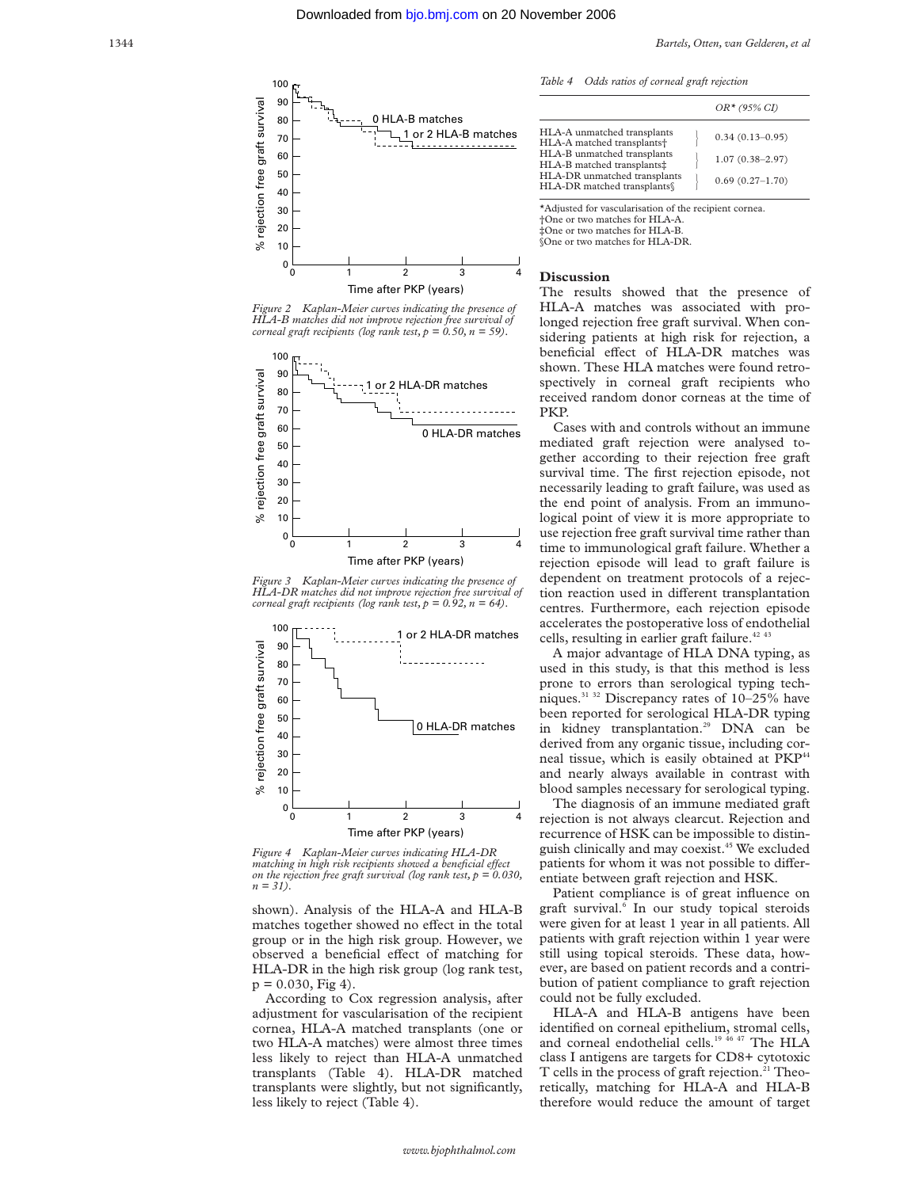Figure 2 Kaplan-Meier curves indicating the presence of HLA-B matches did not improve rejection free survival of corneal graft recipients (log rank test, p = 0.50, n = 59).

Figure 3 Kaplan-Meier curves indicating the presence of HLA-DR matches did not improve rejection free survival of corneal graft recipients (log rank test, p = 0.92, n = 64).

Figure 4 Kaplan-Meier curves indicating HLA-DR matching in high risk recipients showed a beneficial effect on the rejection free graft survival (log rank test, p = 0.030, n = 31).

shown). Analysis of the HLA-A and HLA-B matches together showed no effect in the total group or in the high risk group. However, we observed a beneficial effect of matching for HLA-DR in the high risk group (log rank test, p = 0.030, Fig 4).

According to Cox regression analysis, after adjustment for vascularisation of the recipient cornea, HLA-A matched transplants (one or two HLA-A matches) were almost three times less likely to reject than HLA-A unmatched transplants (Table 4). HLA-DR matched transplants were slightly, but not significantly, less likely to reject (Table 4).

*Table 4 Odds ratios of corneal graft rejection*

| | OR* (95% CI) |
|---|---|
| HLA-A unmatched transplants / HLA-A matched transplants† | 0.34 (0.13–0.95) |
| HLA-B unmatched transplants / HLA-B matched transplants‡ | 1.07 (0.38–2.97) |
| HLA-DR unmatched transplants / HLA-DR matched transplants§ | 0.69 (0.27–1.70) |

*Adjusted for vascularisation of the recipient cornea.
†One or two matches for HLA-A.
‡One or two matches for HLA-B.
§One or two matches for HLA-DR.

## Discussion

The results showed that the presence of HLA-A matches was associated with prolonged rejection free graft survival. When considering patients at high risk for rejection, a beneficial effect of HLA-DR matches was shown. These HLA matches were found retrospectively in corneal graft recipients who received random donor corneas at the time of PKP.

Cases with and controls without an immune mediated graft rejection were analysed together according to their rejection free graft survival time. The first rejection episode, not necessarily leading to graft failure, was used as the end point of analysis. From an immunological point of view it is more appropriate to use rejection free graft survival time rather than time to immunological graft failure. Whether a rejection episode will lead to graft failure is dependent on treatment protocols of a rejection reaction used in different transplantation centres. Furthermore, each rejection episode accelerates the postoperative loss of endothelial cells, resulting in earlier graft failure.[42 43]

A major advantage of HLA DNA typing, as used in this study, is that this method is less prone to errors than serological typing techniques.[31 32] Discrepancy rates of 10–25% have been reported for serological HLA-DR typing in kidney transplantation.[29] DNA can be derived from any organic tissue, including corneal tissue, which is easily obtained at PKP[44] and nearly always available in contrast with blood samples necessary for serological typing.

The diagnosis of an immune mediated graft rejection is not always clearcut. Rejection and recurrence of HSK can be impossible to distinguish clinically and may coexist.[45] We excluded patients for whom it was not possible to differentiate between graft rejection and HSK.

Patient compliance is of great influence on graft survival.[6] In our study topical steroids were given for at least 1 year in all patients. All patients with graft rejection within 1 year were still using topical steroids. These data, however, are based on patient records and a contribution of patient compliance to graft rejection could not be fully excluded.

HLA-A and HLA-B antigens have been identified on corneal epithelium, stromal cells, and corneal endothelial cells.[19 46 47] The HLA class I antigens are targets for CD8+ cytotoxic T cells in the process of graft rejection.[21] Theoretically, matching for HLA-A and HLA-B therefore would reduce the amount of target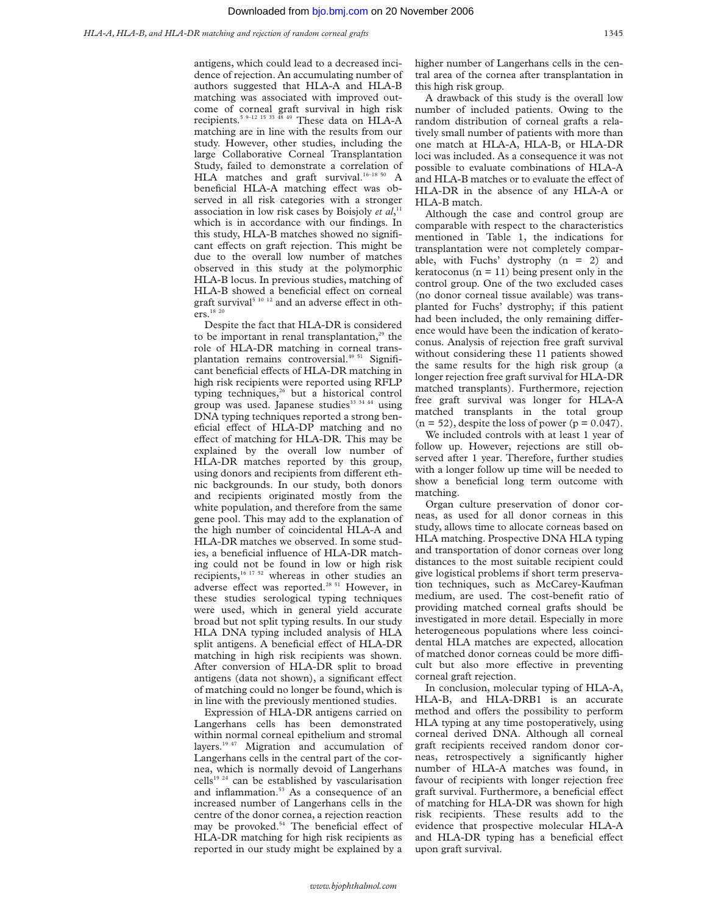antigens, which could lead to a decreased incidence of rejection. An accumulating number of authors suggested that HLA-A and HLA-B matching was associated with improved outcome of corneal graft survival in high risk recipients.[5 9–12 15 33 48 49] These data on HLA-A matching are in line with the results from our study. However, other studies, including the large Collaborative Corneal Transplantation Study, failed to demonstrate a correlation of HLA matches and graft survival.[16–18 50] A beneficial HLA-A matching effect was observed in all risk categories with a stronger association in low risk cases by Boisjoly *et al*,[11] which is in accordance with our findings. In this study, HLA-B matches showed no significant effects on graft rejection. This might be due to the overall low number of matches observed in this study at the polymorphic HLA-B locus. In previous studies, matching of HLA-B showed a beneficial effect on corneal graft survival[5 10 12] and an adverse effect in others.[18 20]

Despite the fact that HLA-DR is considered to be important in renal transplantation,[29] the role of HLA-DR matching in corneal transplantation remains controversial.[49 51] Significant beneficial effects of HLA-DR matching in high risk recipients were reported using RFLP typing techniques,[26] but a historical control group was used. Japanese studies[33 34 44] using DNA typing techniques reported a strong beneficial effect of HLA-DP matching and no effect of matching for HLA-DR. This may be explained by the overall low number of HLA-DR matches reported by this group, using donors and recipients from different ethnic backgrounds. In our study, both donors and recipients originated mostly from the white population, and therefore from the same gene pool. This may add to the explanation of the high number of coincidental HLA-A and HLA-DR matches we observed. In some studies, a beneficial influence of HLA-DR matching could not be found in low or high risk recipients,[16 17 52] whereas in other studies an adverse effect was reported.[28 51] However, in these studies serological typing techniques were used, which in general yield accurate broad but not split typing results. In our study HLA DNA typing included analysis of HLA split antigens. A beneficial effect of HLA-DR matching in high risk recipients was shown. After conversion of HLA-DR split to broad antigens (data not shown), a significant effect of matching could no longer be found, which is in line with the previously mentioned studies.

Expression of HLA-DR antigens carried on Langerhans cells has been demonstrated within normal corneal epithelium and stromal layers.[19 47] Migration and accumulation of Langerhans cells in the central part of the cornea, which is normally devoid of Langerhans cells[19 24] can be established by vascularisation and inflammation.[53] As a consequence of an increased number of Langerhans cells in the centre of the donor cornea, a rejection reaction may be provoked.[54] The beneficial effect of HLA-DR matching for high risk recipients as reported in our study might be explained by a higher number of Langerhans cells in the central area of the cornea after transplantation in this high risk group.

A drawback of this study is the overall low number of included patients. Owing to the random distribution of corneal grafts a relatively small number of patients with more than one match at HLA-A, HLA-B, or HLA-DR loci was included. As a consequence it was not possible to evaluate combinations of HLA-A and HLA-B matches or to evaluate the effect of HLA-DR in the absence of any HLA-A or HLA-B match.

Although the case and control group are comparable with respect to the characteristics mentioned in Table 1, the indications for transplantation were not completely comparable, with Fuchs' dystrophy ($n = 2$) and keratoconus ($n = 11$) being present only in the control group. One of the two excluded cases (no donor corneal tissue available) was transplanted for Fuchs' dystrophy; if this patient had been included, the only remaining difference would have been the indication of keratoconus. Analysis of rejection free graft survival without considering these 11 patients showed the same results for the high risk group (a longer rejection free graft survival for HLA-DR matched transplants). Furthermore, rejection free graft survival was longer for HLA-A matched transplants in the total group ($n = 52$), despite the loss of power ($p = 0.047$).

We included controls with at least 1 year of follow up. However, rejections are still observed after 1 year. Therefore, further studies with a longer follow up time will be needed to show a beneficial long term outcome with matching.

Organ culture preservation of donor corneas, as used for all donor corneas in this study, allows time to allocate corneas based on HLA matching. Prospective DNA HLA typing and transportation of donor corneas over long distances to the most suitable recipient could give logistical problems if short term preservation techniques, such as McCarey-Kaufman medium, are used. The cost-benefit ratio of providing matched corneal grafts should be investigated in more detail. Especially in more heterogeneous populations where less coincidental HLA matches are expected, allocation of matched donor corneas could be more difficult but also more effective in preventing corneal graft rejection.

In conclusion, molecular typing of HLA-A, HLA-B, and HLA-DRB1 is an accurate method and offers the possibility to perform HLA typing at any time postoperatively, using corneal derived DNA. Although all corneal graft recipients received random donor corneas, retrospectively a significantly higher number of HLA-A matches was found, in favour of recipients with longer rejection free graft survival. Furthermore, a beneficial effect of matching for HLA-DR was shown for high risk recipients. These results add to the evidence that prospective molecular HLA-A and HLA-DR typing has a beneficial effect upon graft survival.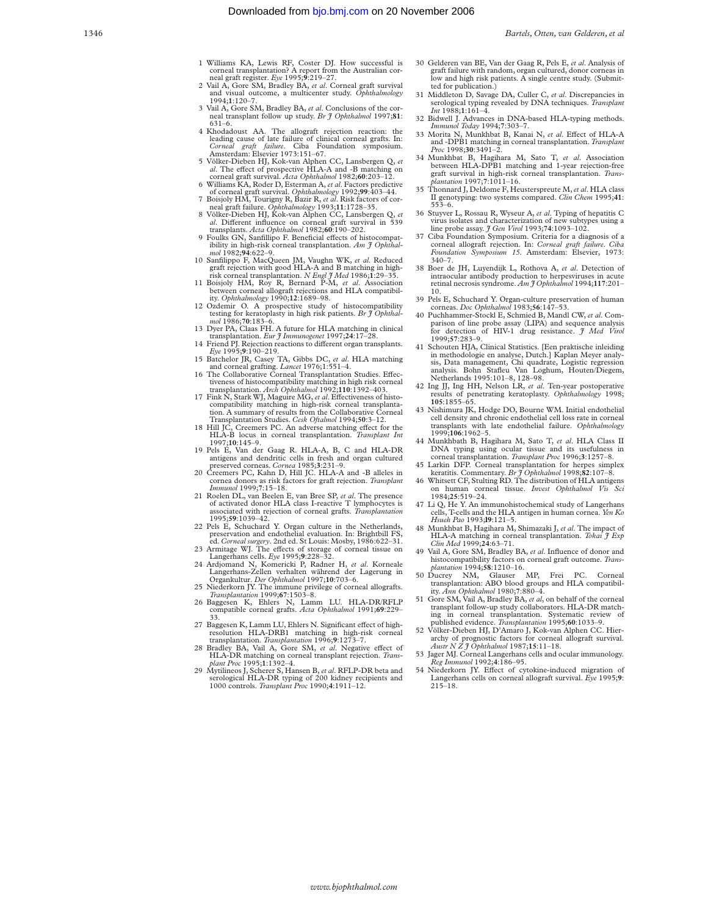1 Williams KA, Lewis RF, Coster DJ. How successful is corneal transplantation? A report from the Australian corneal graft register. *Eye* 1995;**9**:219–27.
2 Vail A, Gore SM, Bradley BA, *et al*. Corneal graft survival and visual outcome, a multicenter study. *Ophthalmology* 1994;**1**:120–7.
3 Vail A, Gore SM, Bradley BA, *et al*. Conclusions of the corneal transplant follow up study. *Br J Ophthalmol* 1997;**81**: 631–6.
4 Khodadoust AA. The allograft rejection reaction: the leading cause of late failure of clinical corneal grafts. In: *Corneal graft failure*. Ciba Foundation symposium. Amsterdam: Elsevier 1973:151–67.
5 Völker-Dieben HJ, Kok-van Alphen CC, Lansbergen Q, *et al*. The effect of prospective HLA-A and -B matching on corneal graft survival. *Acta Ophthalmol* 1982;**60**:203–12.
6 Williams KA, Roder D, Esterman A, *et al*. Factors predictive of corneal graft survival. *Ophthalmology* 1992;**99**:403–44.
7 Boisjoly HM, Tourigny R, Bazir R, *et al*. Risk factors of corneal graft failure. *Ophthalmology* 1993;**11**:1728–35.
8 Völker-Dieben HJ, Kok-van Alphen CC, Lansbergen Q, *et al*. Different influence on corneal graft survival in 539 transplants. *Acta Ophthalmol* 1982;**60**:190–202.
9 Foulks GN, Sanfillipo F. Beneficial effects of histocompatibility in high-risk corneal transplantation. *Am J Ophthalmol* 1982;**94**:622–9.
10 Sanfilippo F, MacQueen JM, Vaughn WK, *et al*. Reduced graft rejection with good HLA-A and B matching in high-risk corneal transplantation. *N Engl J Med* 1986;**1**:29–35.
11 Boisjoly HM, Roy R, Bernard P-M, *et al*. Association between corneal allograft rejections and HLA compatibility. *Ophthalmology* 1990;**12**:1689–98.
12 Ozdemir O. A prospective study of histocompatibility testing for keratoplasty in high risk patients. *Br J Ophthalmol* 1986;**70**:183–6.
13 Dyer PA, Claas FH. A future for HLA matching in clinical transplantation. *Eur J Immunogenet* 1997;**24**:17–28.
14 Friend PJ. Rejection reactions to different organ transplants. *Eye* 1995;**9**:190–219.
15 Batchelor JR, Casey TA, Gibbs DC, *et al*. HLA matching and corneal grafting. *Lancet* 1976;**1**:551–4.
16 The Collaborative Corneal Transplantation Studies. Effectiveness of histocompatibility matching in high risk corneal transplantation. *Arch Ophthalmol* 1992;**110**:1392–403.
17 Fink N, Stark WJ, Maguire MG, *et al*. Effectiveness of histocompatibility matching in high-risk corneal transplantation. A summary of results from the Collaborative Corneal Transplantation Studies. *Cesk Oftalmol* 1994;**50**:3–12.
18 Hill JC, Creemers PC. An adverse matching effect for the HLA-B locus in corneal transplantation. *Transplant Int* 1997;**10**:145–9.
19 Pels E, Van der Gaag R. HLA-A, B, C and HLA-DR antigens and dendritic cells in fresh and organ cultured preserved corneas. *Cornea* 1985;**3**:231–9.
20 Creemers PC, Kahn D, Hill JC. HLA-A and -B alleles in cornea donors as risk factors for graft rejection. *Transplant Immunol* 1999;**7**:15–18.
21 Roelen DL, van Beelen E, van Bree SP, *et al*. The presence of activated donor HLA class I-reactive T lymphocytes is associated with rejection of corneal grafts. *Transplantation* 1995;**59**:1039–42.
22 Pels E, Schuchard Y. Organ culture in the Netherlands, preservation and endothelial evaluation. In: Brightbill FS, ed. *Corneal surgery*. 2nd ed. St Louis: Mosby, 1986:622–31.
23 Armitage WJ. The effects of storage of corneal tissue on Langerhans cells. *Eye* 1995;**9**:228–32.
24 Ardjomand N, Komericki P, Radner H, *et al*. Korneale Langerhans-Zellen verhalten während der Lagerung in Organkultur. *Der Ophthalmol* 1997;**10**:703–6.
25 Niederkorn JY. The immune privilege of corneal allografts. *Transplantation* 1999;**67**:1503–8.
26 Baggesen K, Ehlers N, Lamm LU. HLA-DR/RFLP compatible corneal grafts. *Acta Ophthalmol* 1991;**69**:229–33.
27 Baggesen K, Lamm LU, Ehlers N. Significant effect of high-resolution HLA-DRB1 matching in high-risk corneal transplantation. *Transplantation* 1996;**9**:1273–7.
28 Bradley BA, Vail A, Gore SM, *et al*. Negative effect of HLA-DR matching on corneal transplant rejection. *Transplant Proc* 1995;**1**:1392–4.
29 Mytilineos J, Scherer S, Hansen B, *et al*. RFLP-DR beta and serological HLA-DR typing of 200 kidney recipients and 1000 controls. *Transplant Proc* 1990;**4**:1911–12.
30 Gelderen van BE, Van der Gaag R, Pels E, *et al*. Analysis of graft failure with random, organ cultured, donor corneas in low and high risk patients. A single centre study. (Submitted for publication.)
31 Middleton D, Savage DA, Culler C, *et al*. Discrepancies in serological typing revealed by DNA techniques. *Transplant Int* 1988;**1**:161–4.
32 Bidwell J. Advances in DNA-based HLA-typing methods. *Immunol Today* 1994;**7**:303–7.
33 Morita N, Munkhbat B, Kanai N, *et al*. Effect of HLA-A and -DPB1 matching in corneal transplantation. *Transplant Proc* 1998;**30**:3491–2.
34 Munkhbat B, Hagihara M, Sato T, *et al*. Association between HLA-DPB1 matching and 1-year rejection-free graft survival in high-risk corneal transplantation. *Transplantation* 1997;**7**:1011–16.
35 Thonnard J, Deldome F, Heusterspreute M, *et al*. HLA class II genotyping: two systems compared. *Clin Chem* 1995;**41**: 553–6.
36 Stuyver L, Rossau R, Wyseur A, *et al*. Typing of hepatitis C virus isolates and characterization of new subtypes using a line probe assay. *J Gen Virol* 1993;**74**:1093–102.
37 Ciba Foundation Symposium. Criteria for a diagnosis of a corneal allograft rejection. In: *Corneal graft failure. Ciba Foundation Symposium 15*. Amsterdam: Elsevier, 1973: 340–7.
38 Boer de JH, Luyendijk L, Rothova A, *et al*. Detection of intraocular antibody production to herpesviruses in acute retinal necrosis syndrome. *Am J Ophthalmol* 1994;**117**:201–10.
39 Pels E, Schuchard Y. Organ-culture preservation of human corneas. *Doc Ophthalmol* 1983;**56**:147–53.
40 Puchhammer-Stockl E, Schmied B, Mandl CW, *et al*. Comparison of line probe assay (LIPA) and sequence analysis for detection of HIV-1 drug resistance. *J Med Virol* 1999;**57**:283–9.
41 Schouten HJA, Clinical Statistics. [Een praktische inleiding in methodologie en analyse, Dutch.] Kaplan Meyer analysis, Data management, Chi quadrate, Logistic regression analysis. Bohn Stafleu Van Loghum, Houten/Diegem, Netherlands 1995:101–8, 128–98.
42 Ing JJ, Ing HH, Nelson LR, *et al*. Ten-year postoperative results of penetrating keratoplasty. *Ophthalmology* 1998; **105**:1855–65.
43 Nishimura JK, Hodge DO, Bourne WM. Initial endothelial cell density and chronic endothelial cell loss rate in corneal transplants with late endothelial failure. *Ophthalmology* 1999;**106**:1962–5.
44 Munkhbath B, Hagihara M, Sato T, *et al*. HLA Class II DNA typing using ocular tissue and its usefulness in corneal transplantation. *Transplant Proc* 1996;**3**:1257–8.
45 Larkin DFP. Corneal transplantation for herpes simplex keratitis. Commentary. *Br J Ophthalmol* 1998;**82**:107–8.
46 Whitsett CF, Stulting RD. The distribution of HLA antigens on human corneal tissue. *Invest Ophthalmol Vis Sci* 1984;**25**:519–24.
47 Li Q, He Y. An immunohistochemical study of Langerhans cells, T-cells and the HLA antigen in human cornea. *Yen Ko Hsueh Pao* 1993;**19**:121–5.
48 Munkhbat B, Hagihara M, Shimazaki J, *et al*. The impact of HLA-A matching in corneal transplantation. *Tokai J Exp Clin Med* 1999;**24**:63–71.
49 Vail A, Gore SM, Bradley BA, *et al*. Influence of donor and histocompatibility factors on corneal graft outcome. *Transplantation* 1994;**58**:1210–16.
50 Ducrey NM, Glauser MP, Frei PC. Corneal transplantation: ABO blood groups and HLA compatibility. *Ann Ophthalmol* 1980;**7**:880–4.
51 Gore SM, Vail A, Bradley BA, *et al*, on behalf of the corneal transplant follow-up study collaborators. HLA-DR matching in corneal transplantation. Systematic review of published evidence. *Transplantation* 1995;**60**:1033–9.
52 Völker-Dieben HJ, D'Amaro J, Kok-van Alphen CC. Hierarchy of prognostic factors for corneal allograft survival. *Austr N Z J Ophthalmol* 1987;**15**:11–18.
53 Jager MJ. Corneal Langerhans cells and ocular immunology. *Reg Immunol* 1992;**4**:186–95.
54 Niederkorn JY. Effect of cytokine-induced migration of Langerhans cells on corneal allograft survival. *Eye* 1995;**9**: 215–18.